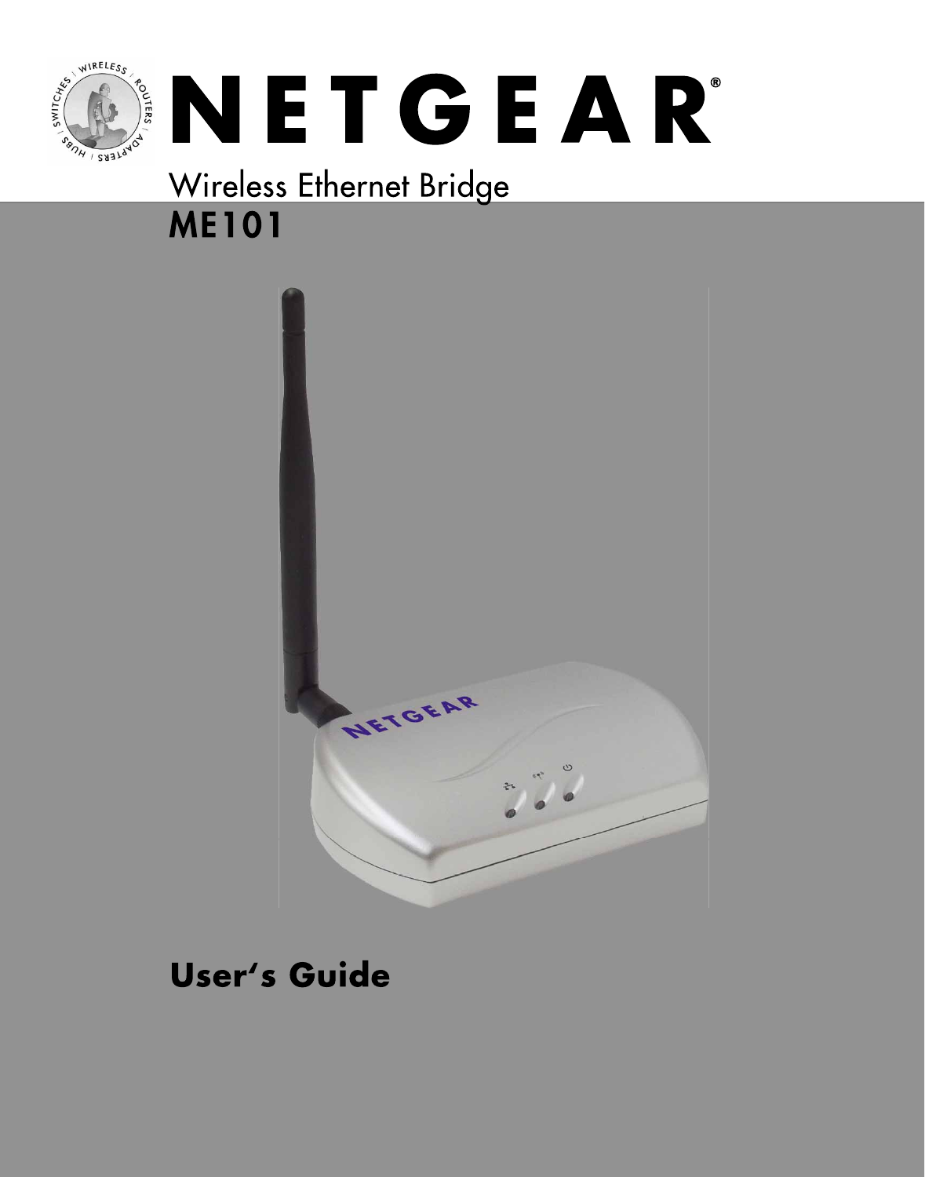# NETGEAR®

## Wireless Ethernet Bridge
## ME101

## User's Guide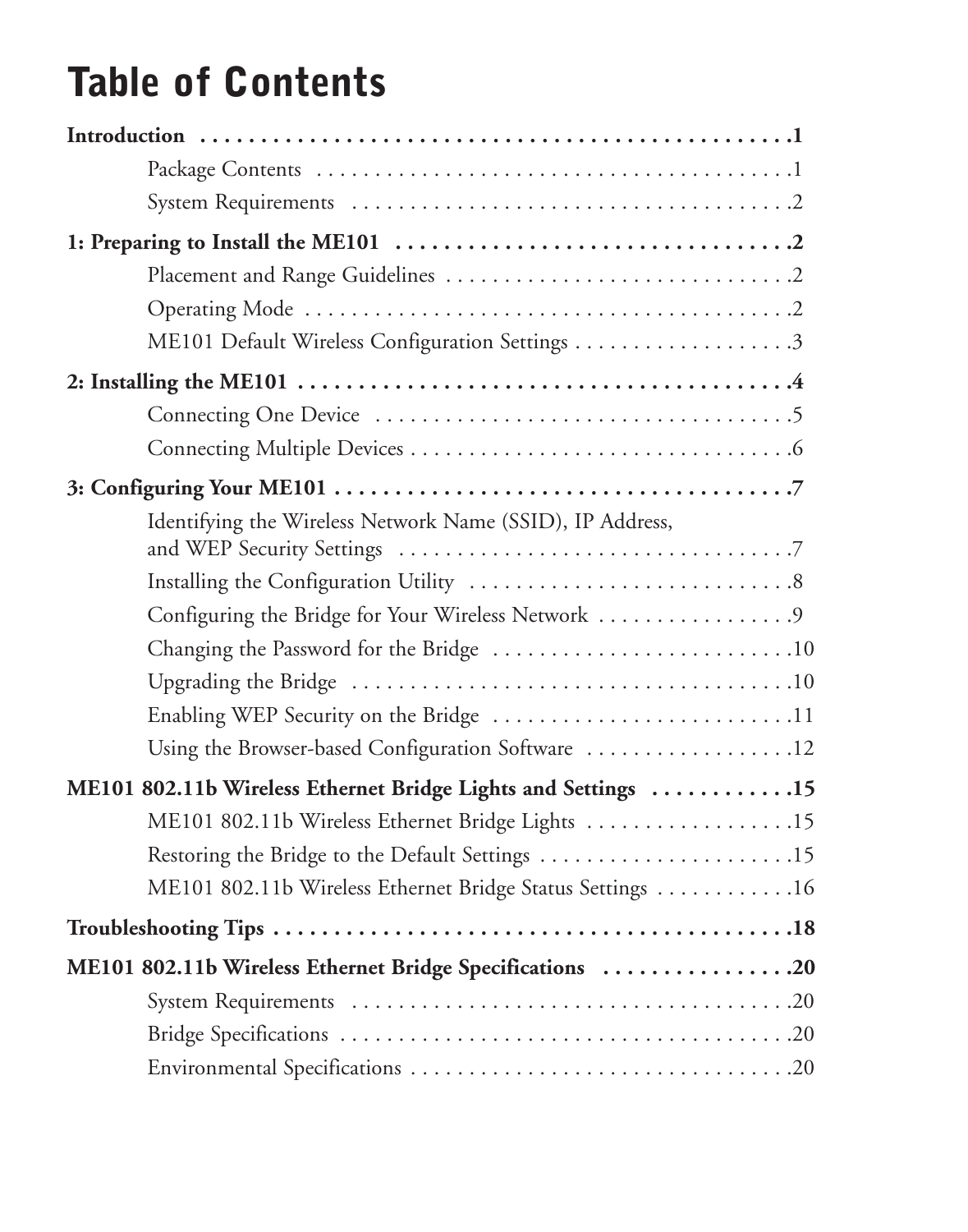# Table of Contents

**Introduction . . . . . . . . . . . . . . . . . . . . . . . . . . . . . . . . . . . . . . . . . . . . . . . . . . . .1**

Package Contents . . . . . . . . . . . . . . . . . . . . . . . . . . . . . . . . . . . . . . . . . .1

System Requirements . . . . . . . . . . . . . . . . . . . . . . . . . . . . . . . . . . . . . . .2

**1: Preparing to Install the ME101 . . . . . . . . . . . . . . . . . . . . . . . . . . . . . . . . .2**

Placement and Range Guidelines . . . . . . . . . . . . . . . . . . . . . . . . . . . . . . .2

Operating Mode . . . . . . . . . . . . . . . . . . . . . . . . . . . . . . . . . . . . . . . . . . .2

ME101 Default Wireless Configuration Settings . . . . . . . . . . . . . . . . . . .3

**2: Installing the ME101 . . . . . . . . . . . . . . . . . . . . . . . . . . . . . . . . . . . . . . . . . .4**

Connecting One Device . . . . . . . . . . . . . . . . . . . . . . . . . . . . . . . . . . . . .5

Connecting Multiple Devices . . . . . . . . . . . . . . . . . . . . . . . . . . . . . . . . .6

**3: Configuring Your ME101 . . . . . . . . . . . . . . . . . . . . . . . . . . . . . . . . . . . . . . .7**

Identifying the Wireless Network Name (SSID), IP Address, and WEP Security Settings . . . . . . . . . . . . . . . . . . . . . . . . . . . . . . . . . . .7

Installing the Configuration Utility . . . . . . . . . . . . . . . . . . . . . . . . . . . . .8

Configuring the Bridge for Your Wireless Network . . . . . . . . . . . . . . . . .9

Changing the Password for the Bridge . . . . . . . . . . . . . . . . . . . . . . . . . .10

Upgrading the Bridge . . . . . . . . . . . . . . . . . . . . . . . . . . . . . . . . . . . . . .10

Enabling WEP Security on the Bridge . . . . . . . . . . . . . . . . . . . . . . . . . .11

Using the Browser-based Configuration Software . . . . . . . . . . . . . . . . . .12

**ME101 802.11b Wireless Ethernet Bridge Lights and Settings . . . . . . . . . . . .15**

ME101 802.11b Wireless Ethernet Bridge Lights . . . . . . . . . . . . . . . . . .15

Restoring the Bridge to the Default Settings . . . . . . . . . . . . . . . . . . . . . .15

ME101 802.11b Wireless Ethernet Bridge Status Settings . . . . . . . . . . . .16

**Troubleshooting Tips . . . . . . . . . . . . . . . . . . . . . . . . . . . . . . . . . . . . . . . . . . .18**

**ME101 802.11b Wireless Ethernet Bridge Specifications . . . . . . . . . . . . . . . .20**

System Requirements . . . . . . . . . . . . . . . . . . . . . . . . . . . . . . . . . . . . . .20

Bridge Specifications . . . . . . . . . . . . . . . . . . . . . . . . . . . . . . . . . . . . . . .20

Environmental Specifications . . . . . . . . . . . . . . . . . . . . . . . . . . . . . . . . .20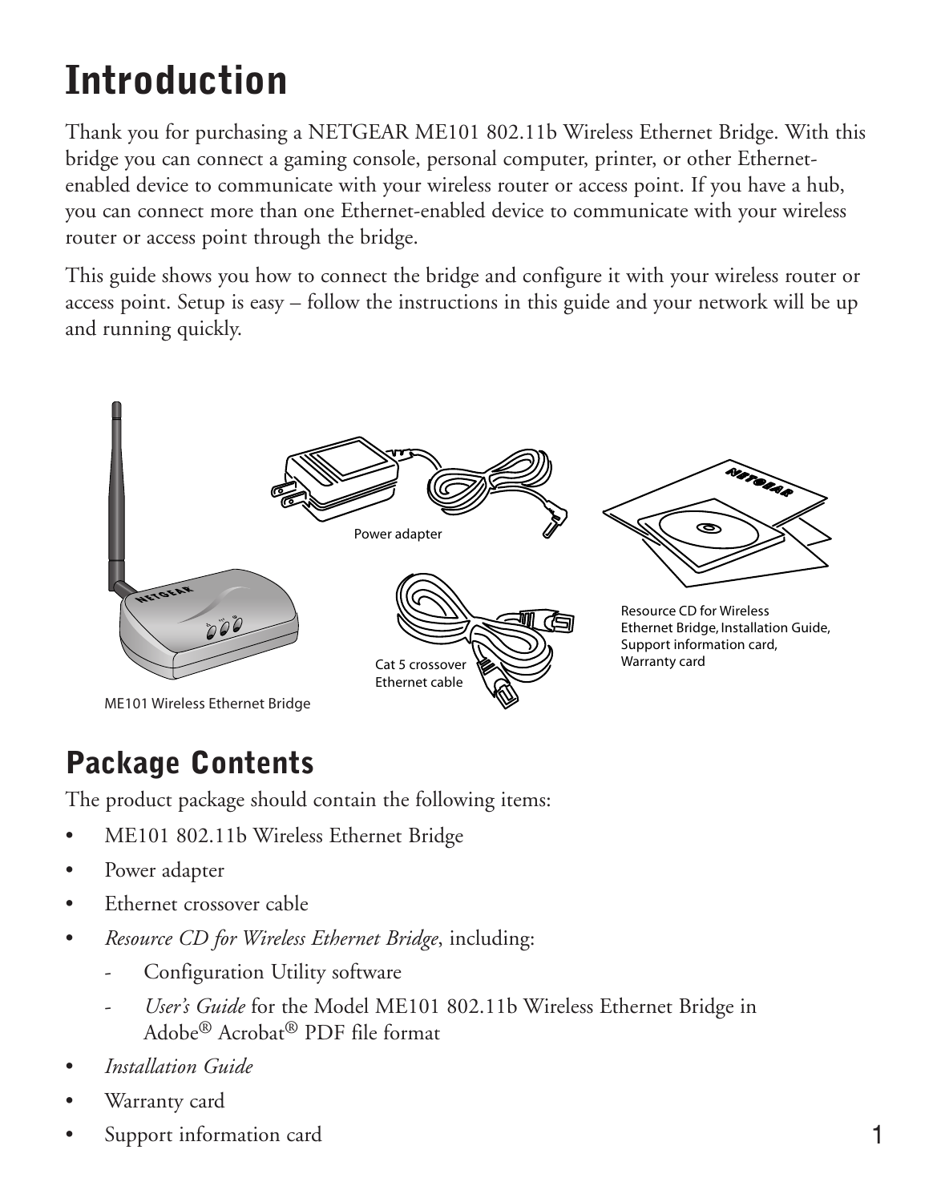# Introduction

Thank you for purchasing a NETGEAR ME101 802.11b Wireless Ethernet Bridge. With this bridge you can connect a gaming console, personal computer, printer, or other Ethernet-enabled device to communicate with your wireless router or access point. If you have a hub, you can connect more than one Ethernet-enabled device to communicate with your wireless router or access point through the bridge.

This guide shows you how to connect the bridge and configure it with your wireless router or access point. Setup is easy – follow the instructions in this guide and your network will be up and running quickly.

Power adapter

Resource CD for Wireless Ethernet Bridge, Installation Guide, Support information card, Warranty card

Cat 5 crossover Ethernet cable

ME101 Wireless Ethernet Bridge

## Package Contents

The product package should contain the following items:

- ME101 802.11b Wireless Ethernet Bridge
- Power adapter
- Ethernet crossover cable
- *Resource CD for Wireless Ethernet Bridge*, including:
  - Configuration Utility software
  - *User's Guide* for the Model ME101 802.11b Wireless Ethernet Bridge in Adobe® Acrobat® PDF file format
- *Installation Guide*
- Warranty card
- Support information card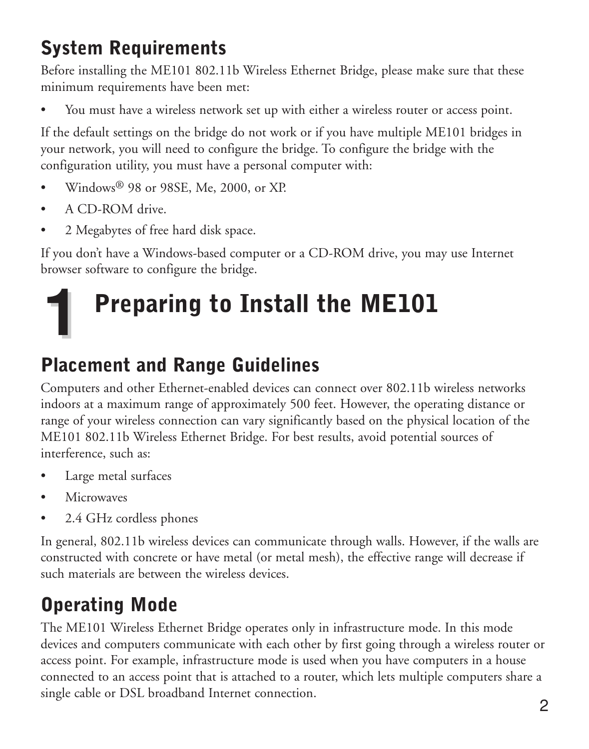## System Requirements

Before installing the ME101 802.11b Wireless Ethernet Bridge, please make sure that these minimum requirements have been met:

- You must have a wireless network set up with either a wireless router or access point.

If the default settings on the bridge do not work or if you have multiple ME101 bridges in your network, you will need to configure the bridge. To configure the bridge with the configuration utility, you must have a personal computer with:

- Windows® 98 or 98SE, Me, 2000, or XP.
- A CD-ROM drive.
- 2 Megabytes of free hard disk space.

If you don't have a Windows-based computer or a CD-ROM drive, you may use Internet browser software to configure the bridge.

# 1 Preparing to Install the ME101

## Placement and Range Guidelines

Computers and other Ethernet-enabled devices can connect over 802.11b wireless networks indoors at a maximum range of approximately 500 feet. However, the operating distance or range of your wireless connection can vary significantly based on the physical location of the ME101 802.11b Wireless Ethernet Bridge. For best results, avoid potential sources of interference, such as:

- Large metal surfaces
- Microwaves
- 2.4 GHz cordless phones

In general, 802.11b wireless devices can communicate through walls. However, if the walls are constructed with concrete or have metal (or metal mesh), the effective range will decrease if such materials are between the wireless devices.

## Operating Mode

The ME101 Wireless Ethernet Bridge operates only in infrastructure mode. In this mode devices and computers communicate with each other by first going through a wireless router or access point. For example, infrastructure mode is used when you have computers in a house connected to an access point that is attached to a router, which lets multiple computers share a single cable or DSL broadband Internet connection.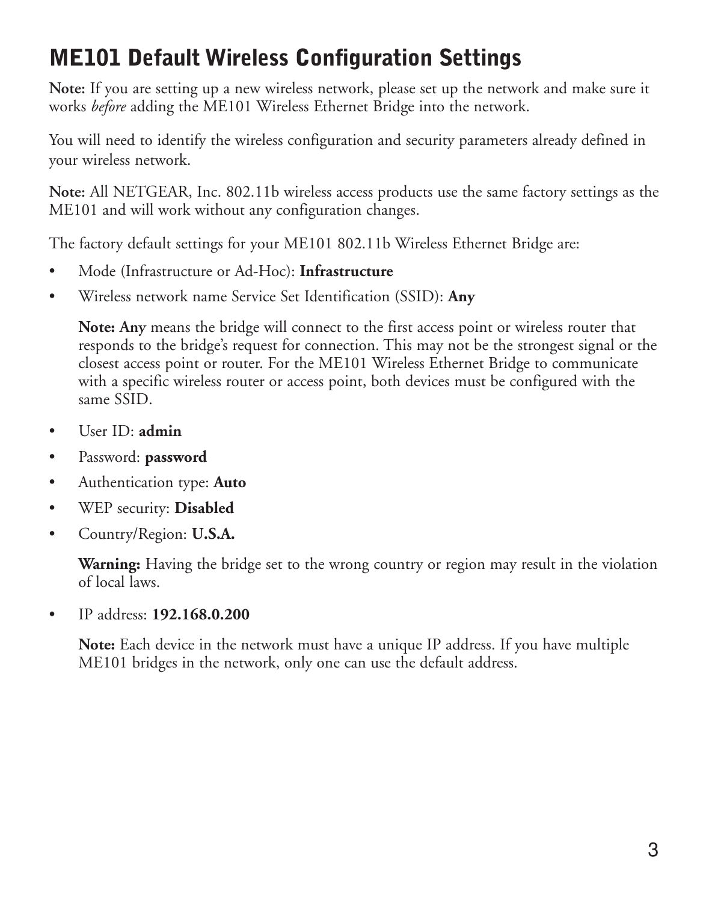# ME101 Default Wireless Configuration Settings

**Note:** If you are setting up a new wireless network, please set up the network and make sure it works *before* adding the ME101 Wireless Ethernet Bridge into the network.

You will need to identify the wireless configuration and security parameters already defined in your wireless network.

**Note:** All NETGEAR, Inc. 802.11b wireless access products use the same factory settings as the ME101 and will work without any configuration changes.

The factory default settings for your ME101 802.11b Wireless Ethernet Bridge are:

- Mode (Infrastructure or Ad-Hoc): **Infrastructure**
- Wireless network name Service Set Identification (SSID): **Any**

  **Note: Any** means the bridge will connect to the first access point or wireless router that responds to the bridge's request for connection. This may not be the strongest signal or the closest access point or router. For the ME101 Wireless Ethernet Bridge to communicate with a specific wireless router or access point, both devices must be configured with the same SSID.

- User ID: **admin**
- Password: **password**
- Authentication type: **Auto**
- WEP security: **Disabled**
- Country/Region: **U.S.A.**

  **Warning:** Having the bridge set to the wrong country or region may result in the violation of local laws.

- IP address: **192.168.0.200**

  **Note:** Each device in the network must have a unique IP address. If you have multiple ME101 bridges in the network, only one can use the default address.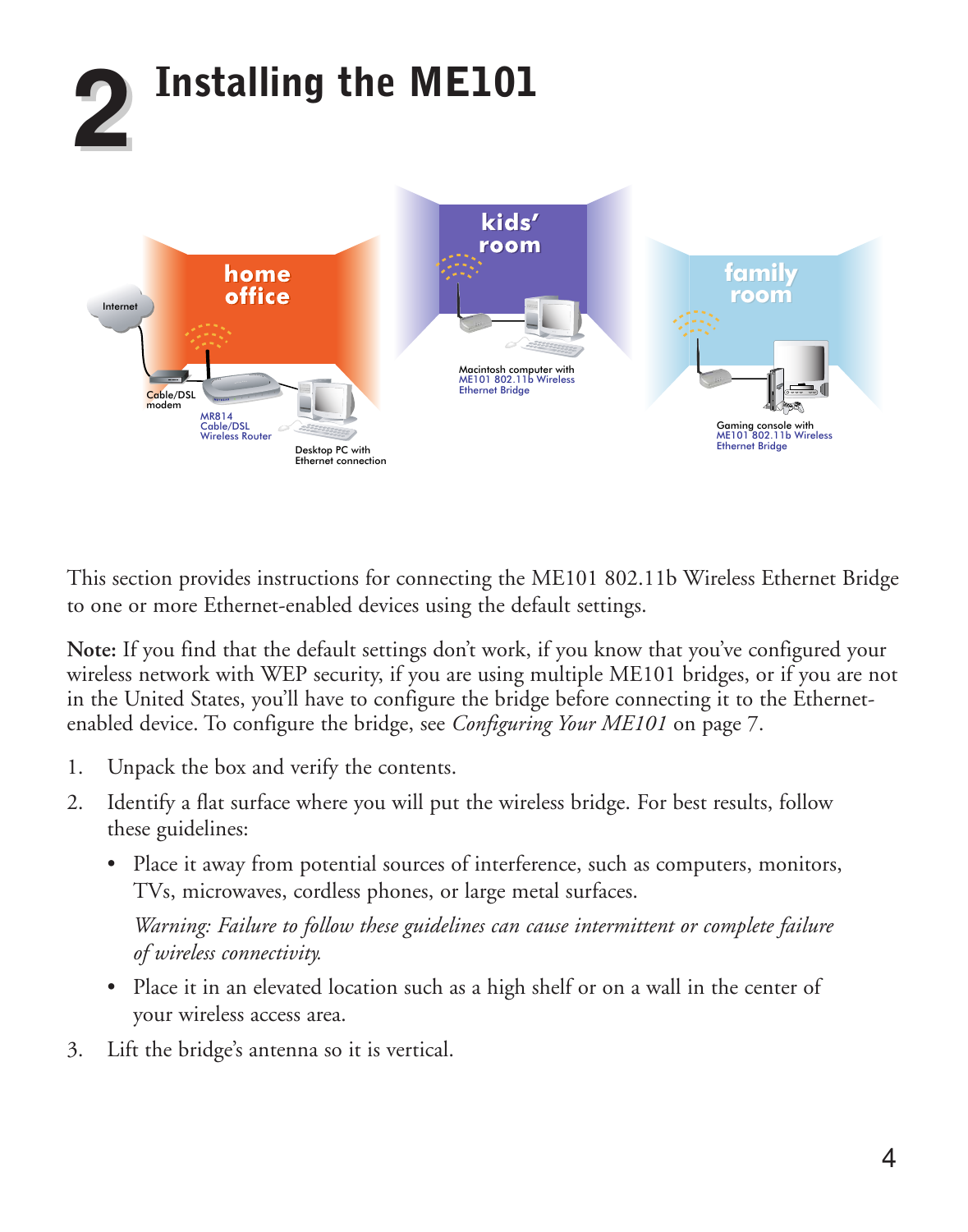# 2 Installing the ME101

This section provides instructions for connecting the ME101 802.11b Wireless Ethernet Bridge to one or more Ethernet-enabled devices using the default settings.

**Note:** If you find that the default settings don't work, if you know that you've configured your wireless network with WEP security, if you are using multiple ME101 bridges, or if you are not in the United States, you'll have to configure the bridge before connecting it to the Ethernet-enabled device. To configure the bridge, see *Configuring Your ME101* on page 7.

1. Unpack the box and verify the contents.
2. Identify a flat surface where you will put the wireless bridge. For best results, follow these guidelines:
   - Place it away from potential sources of interference, such as computers, monitors, TVs, microwaves, cordless phones, or large metal surfaces.

     *Warning: Failure to follow these guidelines can cause intermittent or complete failure of wireless connectivity.*
   - Place it in an elevated location such as a high shelf or on a wall in the center of your wireless access area.
3. Lift the bridge's antenna so it is vertical.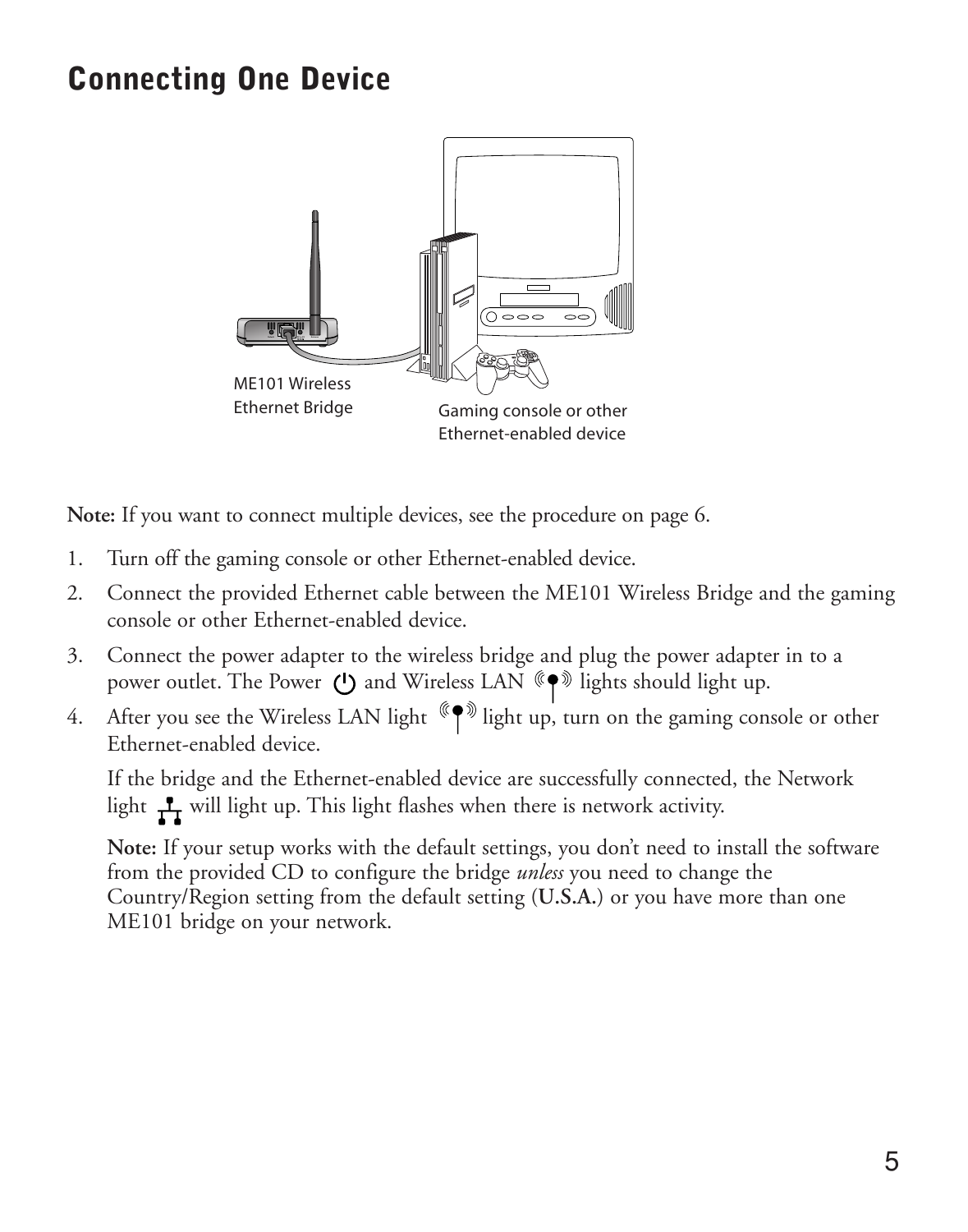# Connecting One Device

ME101 Wireless Ethernet Bridge

Gaming console or other Ethernet-enabled device

**Note:** If you want to connect multiple devices, see the procedure on page 6.

1. Turn off the gaming console or other Ethernet-enabled device.
2. Connect the provided Ethernet cable between the ME101 Wireless Bridge and the gaming console or other Ethernet-enabled device.
3. Connect the power adapter to the wireless bridge and plug the power adapter in to a power outlet. The Power and Wireless LAN lights should light up.
4. After you see the Wireless LAN light light up, turn on the gaming console or other Ethernet-enabled device.

   If the bridge and the Ethernet-enabled device are successfully connected, the Network light will light up. This light flashes when there is network activity.

   **Note:** If your setup works with the default settings, you don't need to install the software from the provided CD to configure the bridge *unless* you need to change the Country/Region setting from the default setting (**U.S.A.**) or you have more than one ME101 bridge on your network.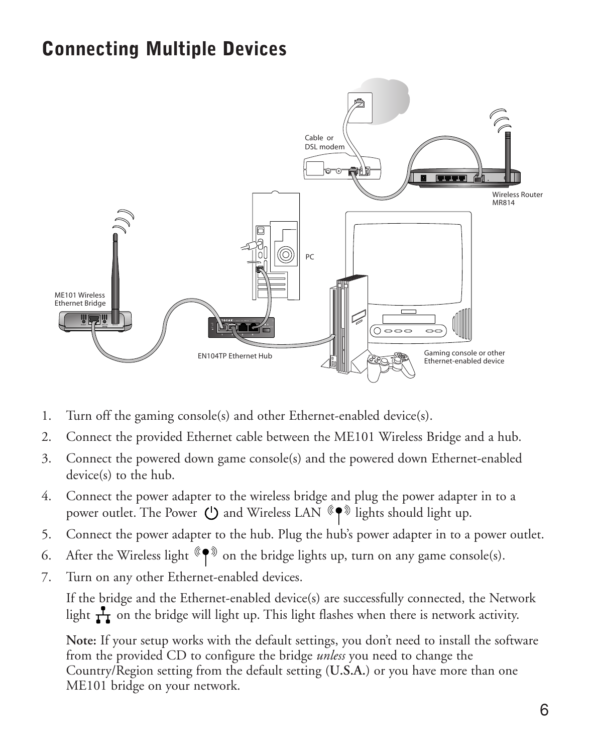# Connecting Multiple Devices

1. Turn off the gaming console(s) and other Ethernet-enabled device(s).
2. Connect the provided Ethernet cable between the ME101 Wireless Bridge and a hub.
3. Connect the powered down game console(s) and the powered down Ethernet-enabled device(s) to the hub.
4. Connect the power adapter to the wireless bridge and plug the power adapter in to a power outlet. The Power and Wireless LAN lights should light up.
5. Connect the power adapter to the hub. Plug the hub's power adapter in to a power outlet.
6. After the Wireless light on the bridge lights up, turn on any game console(s).
7. Turn on any other Ethernet-enabled devices.

   If the bridge and the Ethernet-enabled device(s) are successfully connected, the Network light on the bridge will light up. This light flashes when there is network activity.

   **Note:** If your setup works with the default settings, you don't need to install the software from the provided CD to configure the bridge *unless* you need to change the Country/Region setting from the default setting (**U.S.A.**) or you have more than one ME101 bridge on your network.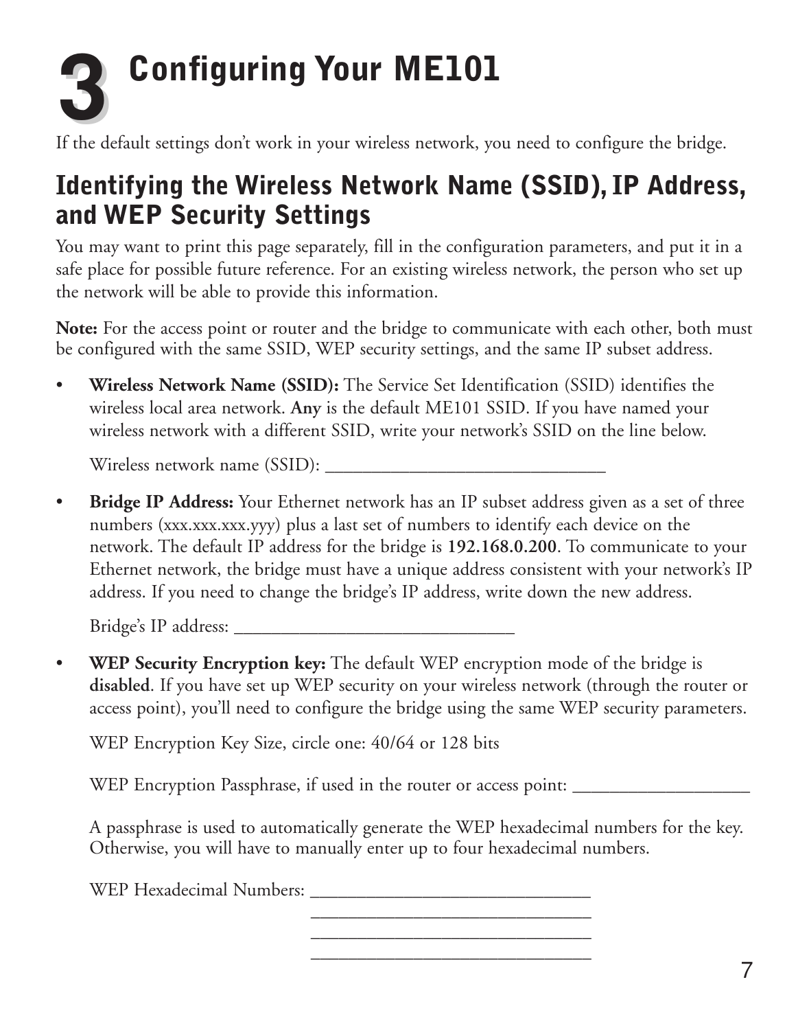# 3 Configuring Your ME101

If the default settings don't work in your wireless network, you need to configure the bridge.

## Identifying the Wireless Network Name (SSID), IP Address, and WEP Security Settings

You may want to print this page separately, fill in the configuration parameters, and put it in a safe place for possible future reference. For an existing wireless network, the person who set up the network will be able to provide this information.

**Note:** For the access point or router and the bridge to communicate with each other, both must be configured with the same SSID, WEP security settings, and the same IP subset address.

- **Wireless Network Name (SSID):** The Service Set Identification (SSID) identifies the wireless local area network. **Any** is the default ME101 SSID. If you have named your wireless network with a different SSID, write your network's SSID on the line below.

  Wireless network name (SSID): ______________________________

- **Bridge IP Address:** Your Ethernet network has an IP subset address given as a set of three numbers (xxx.xxx.xxx.yyy) plus a last set of numbers to identify each device on the network. The default IP address for the bridge is **192.168.0.200**. To communicate to your Ethernet network, the bridge must have a unique address consistent with your network's IP address. If you need to change the bridge's IP address, write down the new address.

  Bridge's IP address: ______________________________

- **WEP Security Encryption key:** The default WEP encryption mode of the bridge is **disabled**. If you have set up WEP security on your wireless network (through the router or access point), you'll need to configure the bridge using the same WEP security parameters.

  WEP Encryption Key Size, circle one: 40/64 or 128 bits

  WEP Encryption Passphrase, if used in the router or access point: ___________________

  A passphrase is used to automatically generate the WEP hexadecimal numbers for the key. Otherwise, you will have to manually enter up to four hexadecimal numbers.

  WEP Hexadecimal Numbers: ______________________________
  ______________________________
  ______________________________
  ______________________________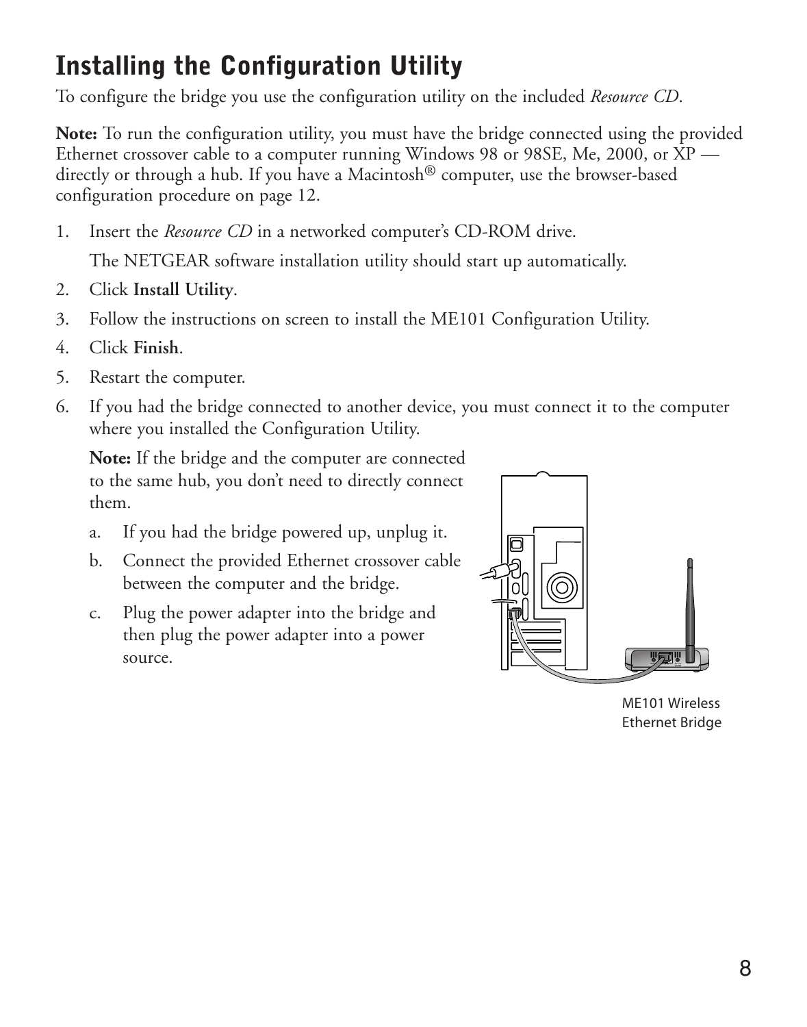## Installing the Configuration Utility

To configure the bridge you use the configuration utility on the included *Resource CD*.

**Note:** To run the configuration utility, you must have the bridge connected using the provided Ethernet crossover cable to a computer running Windows 98 or 98SE, Me, 2000, or XP — directly or through a hub. If you have a Macintosh® computer, use the browser-based configuration procedure on page 12.

1. Insert the *Resource CD* in a networked computer's CD-ROM drive.

   The NETGEAR software installation utility should start up automatically.

2. Click **Install Utility**.
3. Follow the instructions on screen to install the ME101 Configuration Utility.
4. Click **Finish**.
5. Restart the computer.
6. If you had the bridge connected to another device, you must connect it to the computer where you installed the Configuration Utility.

   **Note:** If the bridge and the computer are connected to the same hub, you don't need to directly connect them.

   a. If you had the bridge powered up, unplug it.

   b. Connect the provided Ethernet crossover cable between the computer and the bridge.

   c. Plug the power adapter into the bridge and then plug the power adapter into a power source.

ME101 Wireless Ethernet Bridge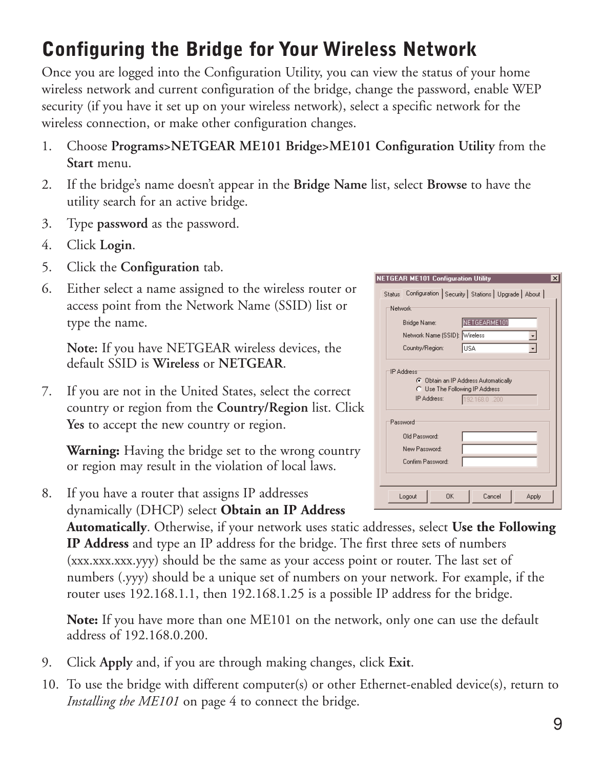# Configuring the Bridge for Your Wireless Network

Once you are logged into the Configuration Utility, you can view the status of your home wireless network and current configuration of the bridge, change the password, enable WEP security (if you have it set up on your wireless network), select a specific network for the wireless connection, or make other configuration changes.

1. Choose **Programs>NETGEAR ME101 Bridge>ME101 Configuration Utility** from the **Start** menu.
2. If the bridge's name doesn't appear in the **Bridge Name** list, select **Browse** to have the utility search for an active bridge.
3. Type **password** as the password.
4. Click **Login**.
5. Click the **Configuration** tab.
6. Either select a name assigned to the wireless router or access point from the Network Name (SSID) list or type the name.

   **Note:** If you have NETGEAR wireless devices, the default SSID is **Wireless** or **NETGEAR**.

7. If you are not in the United States, select the correct country or region from the **Country/Region** list. Click **Yes** to accept the new country or region.

   **Warning:** Having the bridge set to the wrong country or region may result in the violation of local laws.

8. If you have a router that assigns IP addresses dynamically (DHCP) select **Obtain an IP Address Automatically**. Otherwise, if your network uses static addresses, select **Use the Following IP Address** and type an IP address for the bridge. The first three sets of numbers (xxx.xxx.xxx.yyy) should be the same as your access point or router. The last set of numbers (.yyy) should be a unique set of numbers on your network. For example, if the router uses 192.168.1.1, then 192.168.1.25 is a possible IP address for the bridge.

   **Note:** If you have more than one ME101 on the network, only one can use the default address of 192.168.0.200.

9. Click **Apply** and, if you are through making changes, click **Exit**.
10. To use the bridge with different computer(s) or other Ethernet-enabled device(s), return to *Installing the ME101* on page 4 to connect the bridge.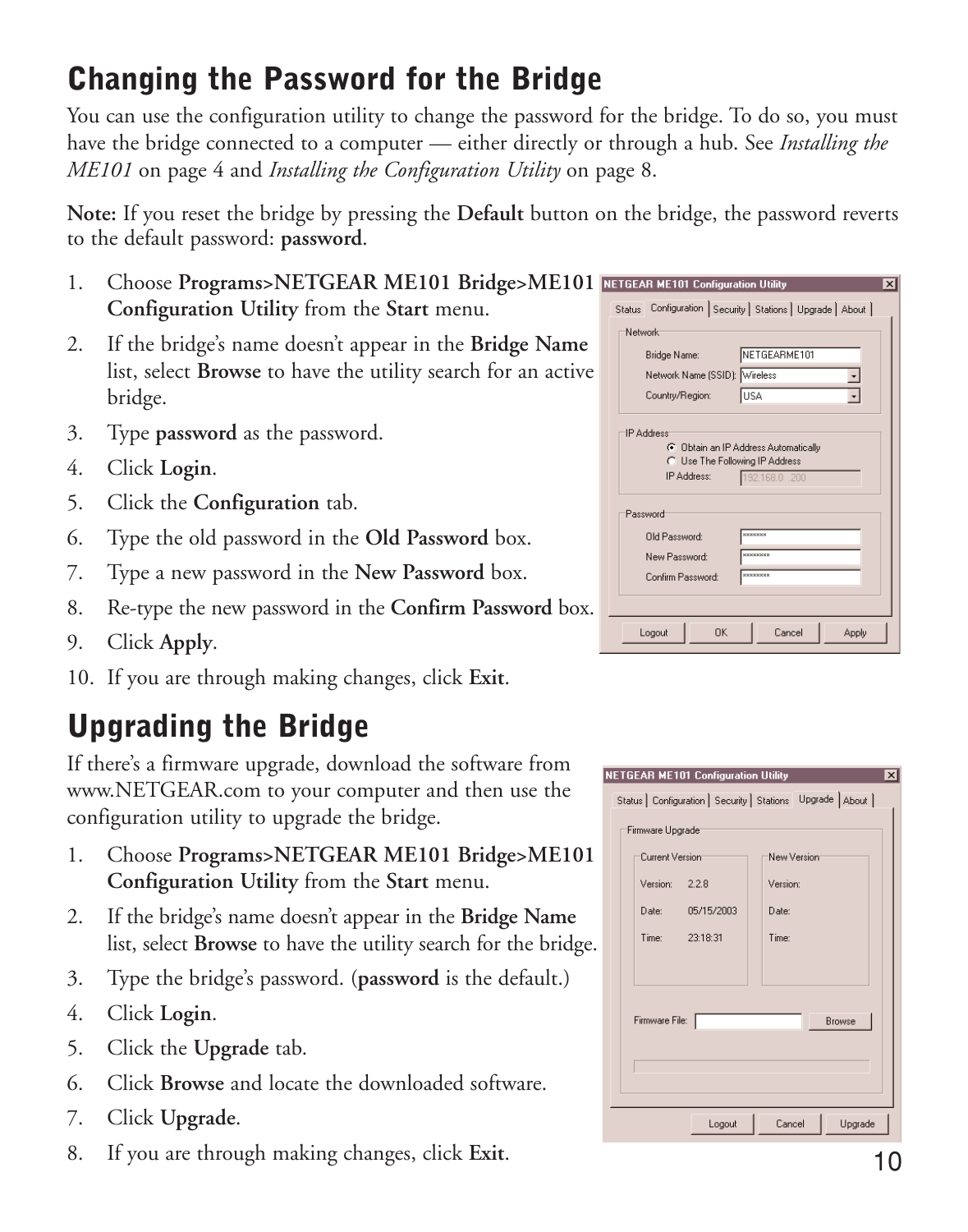## Changing the Password for the Bridge

You can use the configuration utility to change the password for the bridge. To do so, you must have the bridge connected to a computer — either directly or through a hub. See *Installing the ME101* on page 4 and *Installing the Configuration Utility* on page 8.

**Note:** If you reset the bridge by pressing the **Default** button on the bridge, the password reverts to the default password: **password**.

1. Choose **Programs>NETGEAR ME101 Bridge>ME101 Configuration Utility** from the **Start** menu.
2. If the bridge's name doesn't appear in the **Bridge Name** list, select **Browse** to have the utility search for an active bridge.
3. Type **password** as the password.
4. Click **Login**.
5. Click the **Configuration** tab.
6. Type the old password in the **Old Password** box.
7. Type a new password in the **New Password** box.
8. Re-type the new password in the **Confirm Password** box.
9. Click **Apply**.
10. If you are through making changes, click **Exit**.

## Upgrading the Bridge

If there's a firmware upgrade, download the software from www.NETGEAR.com to your computer and then use the configuration utility to upgrade the bridge.

1. Choose **Programs>NETGEAR ME101 Bridge>ME101 Configuration Utility** from the **Start** menu.
2. If the bridge's name doesn't appear in the **Bridge Name** list, select **Browse** to have the utility search for the bridge.
3. Type the bridge's password. (**password** is the default.)
4. Click **Login**.
5. Click the **Upgrade** tab.
6. Click **Browse** and locate the downloaded software.
7. Click **Upgrade**.
8. If you are through making changes, click **Exit**.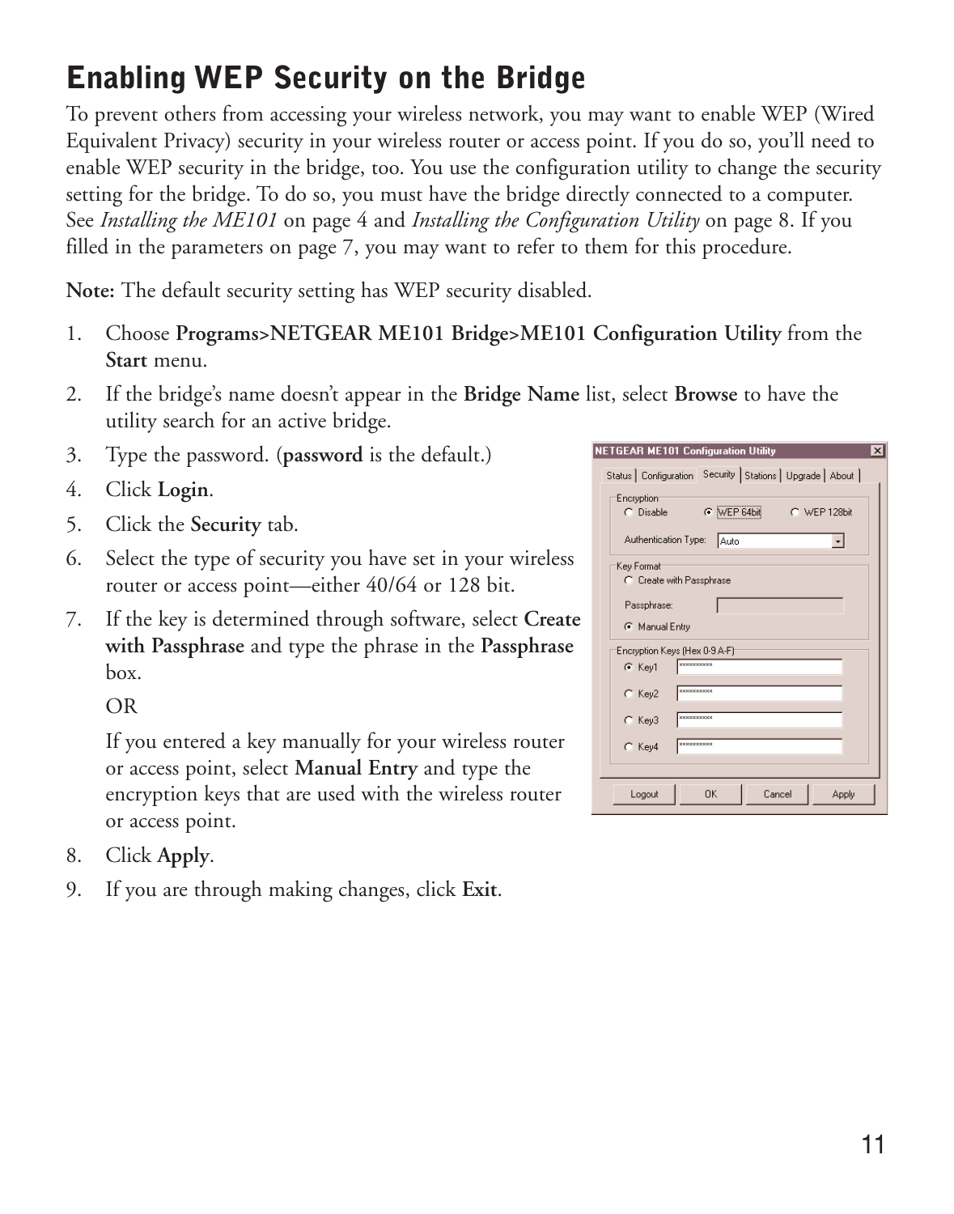# Enabling WEP Security on the Bridge

To prevent others from accessing your wireless network, you may want to enable WEP (Wired Equivalent Privacy) security in your wireless router or access point. If you do so, you'll need to enable WEP security in the bridge, too. You use the configuration utility to change the security setting for the bridge. To do so, you must have the bridge directly connected to a computer. See *Installing the ME101* on page 4 and *Installing the Configuration Utility* on page 8. If you filled in the parameters on page 7, you may want to refer to them for this procedure.

**Note:** The default security setting has WEP security disabled.

1. Choose **Programs>NETGEAR ME101 Bridge>ME101 Configuration Utility** from the **Start** menu.
2. If the bridge's name doesn't appear in the **Bridge Name** list, select **Browse** to have the utility search for an active bridge.
3. Type the password. (**password** is the default.)
4. Click **Login**.
5. Click the **Security** tab.
6. Select the type of security you have set in your wireless router or access point—either 40/64 or 128 bit.
7. If the key is determined through software, select **Create with Passphrase** and type the phrase in the **Passphrase** box.

   OR

   If you entered a key manually for your wireless router or access point, select **Manual Entry** and type the encryption keys that are used with the wireless router or access point.
8. Click **Apply**.
9. If you are through making changes, click **Exit**.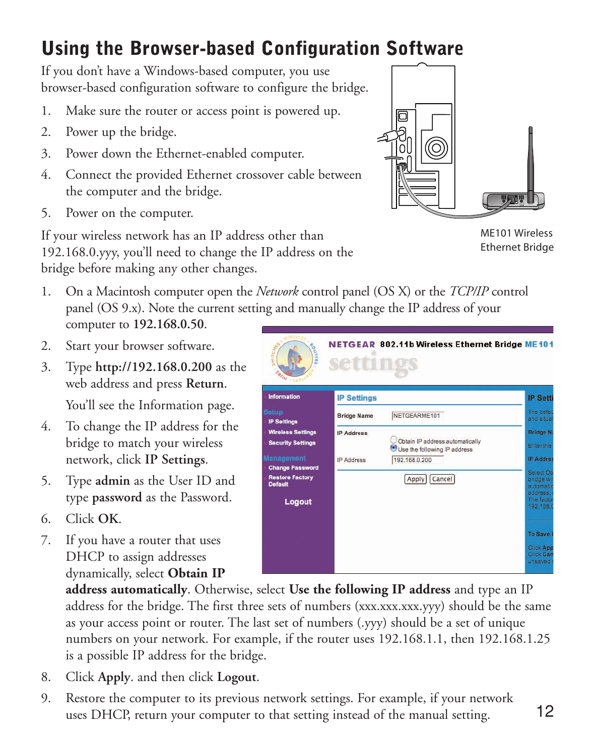# Using the Browser-based Configuration Software

If you don't have a Windows-based computer, you use browser-based configuration software to configure the bridge.

1. Make sure the router or access point is powered up.
2. Power up the bridge.
3. Power down the Ethernet-enabled computer.
4. Connect the provided Ethernet crossover cable between the computer and the bridge.
5. Power on the computer.

ME101 Wireless Ethernet Bridge

If your wireless network has an IP address other than 192.168.0.yyy, you'll need to change the IP address on the bridge before making any other changes.

1. On a Macintosh computer open the *Network* control panel (OS X) or the *TCP/IP* control panel (OS 9.x). Note the current setting and manually change the IP address of your computer to **192.168.0.50**.
2. Start your browser software.
3. Type **http://192.168.0.200** as the web address and press **Return**.

   You'll see the Information page.
4. To change the IP address for the bridge to match your wireless network, click **IP Settings**.
5. Type **admin** as the User ID and type **password** as the Password.
6. Click **OK**.
7. If you have a router that uses DHCP to assign addresses dynamically, select **Obtain IP address automatically**. Otherwise, select **Use the following IP address** and type an IP address for the bridge. The first three sets of numbers (xxx.xxx.xxx.yyy) should be the same as your access point or router. The last set of numbers (.yyy) should be a set of unique numbers on your network. For example, if the router uses 192.168.1.1, then 192.168.1.25 is a possible IP address for the bridge.
8. Click **Apply**. and then click **Logout**.
9. Restore the computer to its previous network settings. For example, if your network uses DHCP, return your computer to that setting instead of the manual setting.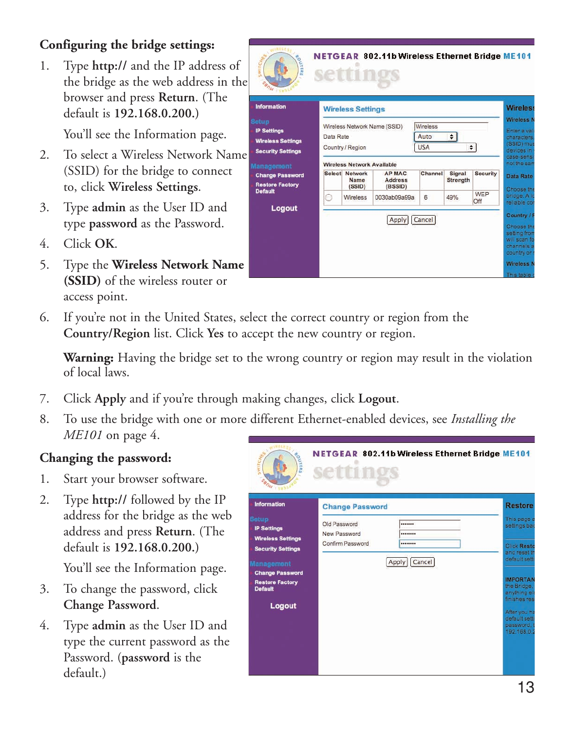## Configuring the bridge settings:

1. Type **http://** and the IP address of the bridge as the web address in the browser and press **Return**. (The default is **192.168.0.200.**)

   You'll see the Information page.

2. To select a Wireless Network Name (SSID) for the bridge to connect to, click **Wireless Settings**.

3. Type **admin** as the User ID and type **password** as the Password.

4. Click **OK**.

5. Type the **Wireless Network Name (SSID)** of the wireless router or access point.

6. If you're not in the United States, select the correct country or region from the **Country/Region** list. Click **Yes** to accept the new country or region.

   **Warning:** Having the bridge set to the wrong country or region may result in the violation of local laws.

7. Click **Apply** and if you're through making changes, click **Logout**.

8. To use the bridge with one or more different Ethernet-enabled devices, see *Installing the ME101* on page 4.

## Changing the password:

1. Start your browser software.

2. Type **http://** followed by the IP address for the bridge as the web address and press **Return**. (The default is **192.168.0.200.**)

   You'll see the Information page.

3. To change the password, click **Change Password**.

4. Type **admin** as the User ID and type the current password as the Password. (**password** is the default.)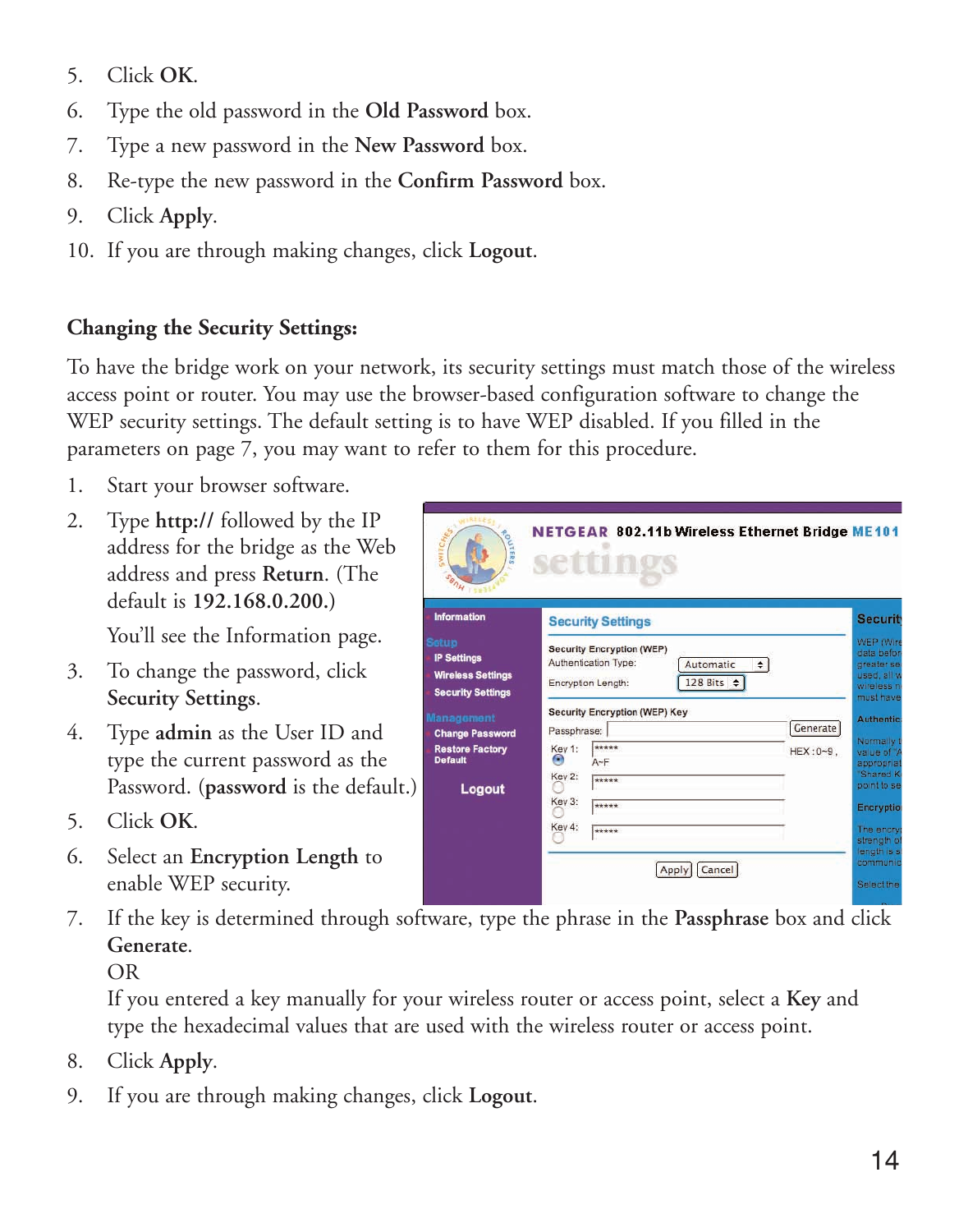5. Click **OK**.
6. Type the old password in the **Old Password** box.
7. Type a new password in the **New Password** box.
8. Re-type the new password in the **Confirm Password** box.
9. Click **Apply**.
10. If you are through making changes, click **Logout**.

### Changing the Security Settings:

To have the bridge work on your network, its security settings must match those of the wireless access point or router. You may use the browser-based configuration software to change the WEP security settings. The default setting is to have WEP disabled. If you filled in the parameters on page 7, you may want to refer to them for this procedure.

1. Start your browser software.
2. Type **http://** followed by the IP address for the bridge as the Web address and press **Return**. (The default is **192.168.0.200.**)

   You'll see the Information page.
3. To change the password, click **Security Settings**.
4. Type **admin** as the User ID and type the current password as the Password. (**password** is the default.)
5. Click **OK**.
6. Select an **Encryption Length** to enable WEP security.
7. If the key is determined through software, type the phrase in the **Passphrase** box and click **Generate**.

   OR

   If you entered a key manually for your wireless router or access point, select a **Key** and type the hexadecimal values that are used with the wireless router or access point.
8. Click **Apply**.
9. If you are through making changes, click **Logout**.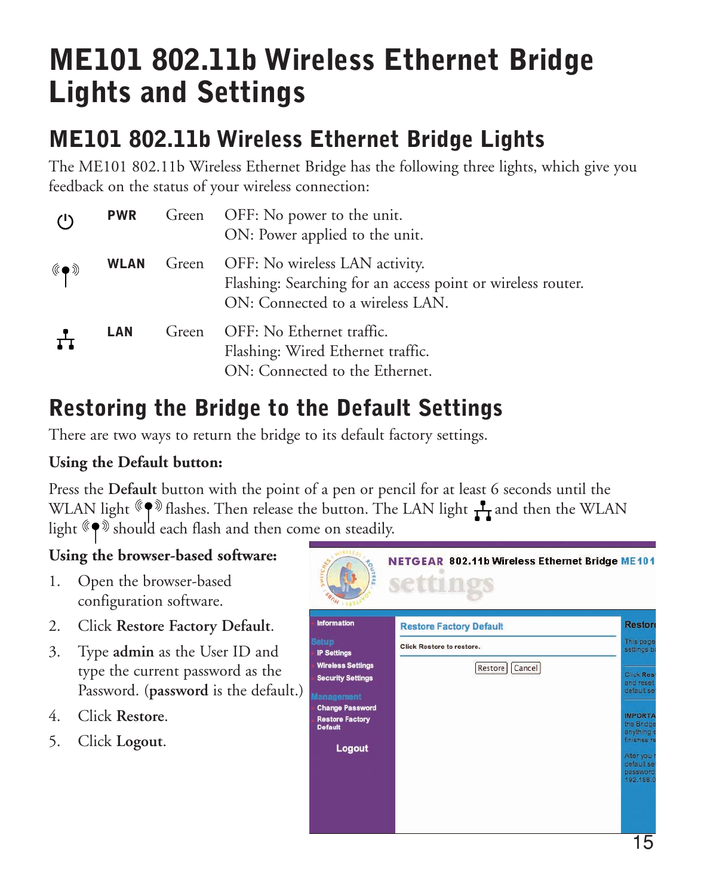# ME101 802.11b Wireless Ethernet Bridge Lights and Settings

## ME101 802.11b Wireless Ethernet Bridge Lights

The ME101 802.11b Wireless Ethernet Bridge has the following three lights, which give you feedback on the status of your wireless connection:

| Light | Color | Status |
|---|---|---|
| **PWR** | Green | OFF: No power to the unit.<br>ON: Power applied to the unit. |
| **WLAN** | Green | OFF: No wireless LAN activity.<br>Flashing: Searching for an access point or wireless router.<br>ON: Connected to a wireless LAN. |
| **LAN** | Green | OFF: No Ethernet traffic.<br>Flashing: Wired Ethernet traffic.<br>ON: Connected to the Ethernet. |

## Restoring the Bridge to the Default Settings

There are two ways to return the bridge to its default factory settings.

**Using the Default button:**

Press the **Default** button with the point of a pen or pencil for at least 6 seconds until the WLAN light flashes. Then release the button. The LAN light and then the WLAN light should each flash and then come on steadily.

**Using the browser-based software:**

1. Open the browser-based configuration software.
2. Click **Restore Factory Default**.
3. Type **admin** as the User ID and type the current password as the Password. (**password** is the default.)
4. Click **Restore**.
5. Click **Logout**.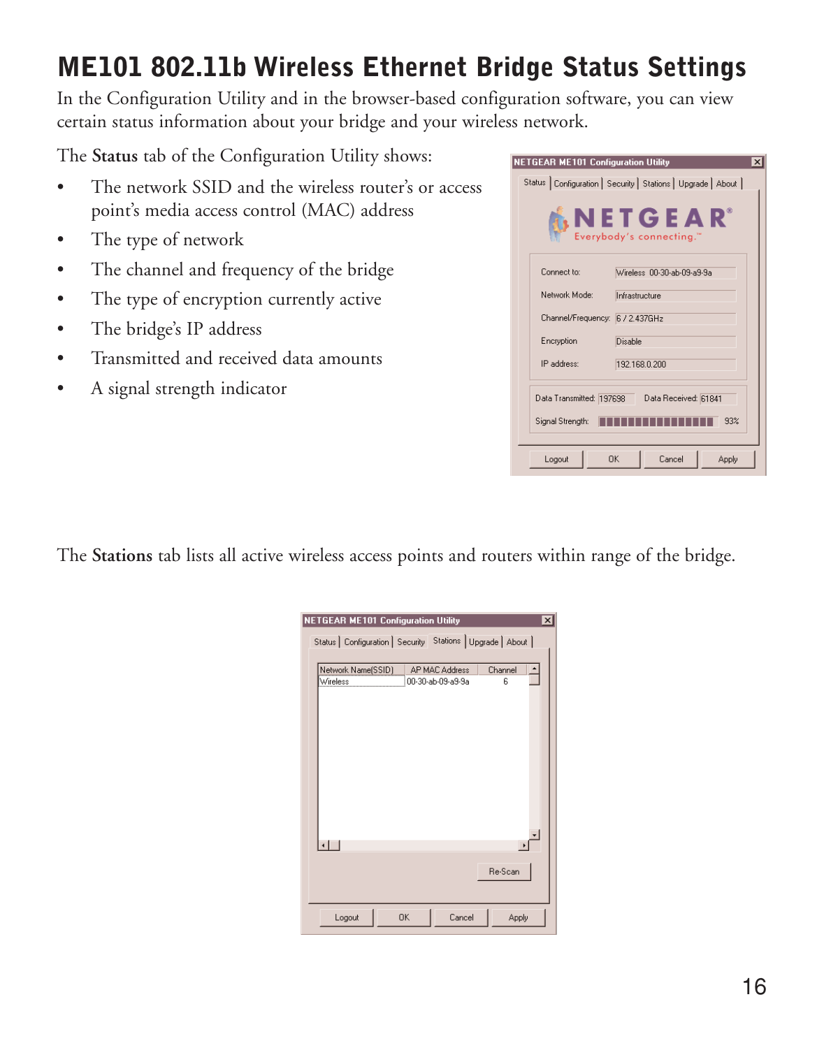# ME101 802.11b Wireless Ethernet Bridge Status Settings

In the Configuration Utility and in the browser-based configuration software, you can view certain status information about your bridge and your wireless network.

The **Status** tab of the Configuration Utility shows:

- The network SSID and the wireless router's or access point's media access control (MAC) address
- The type of network
- The channel and frequency of the bridge
- The type of encryption currently active
- The bridge's IP address
- Transmitted and received data amounts
- A signal strength indicator

The **Stations** tab lists all active wireless access points and routers within range of the bridge.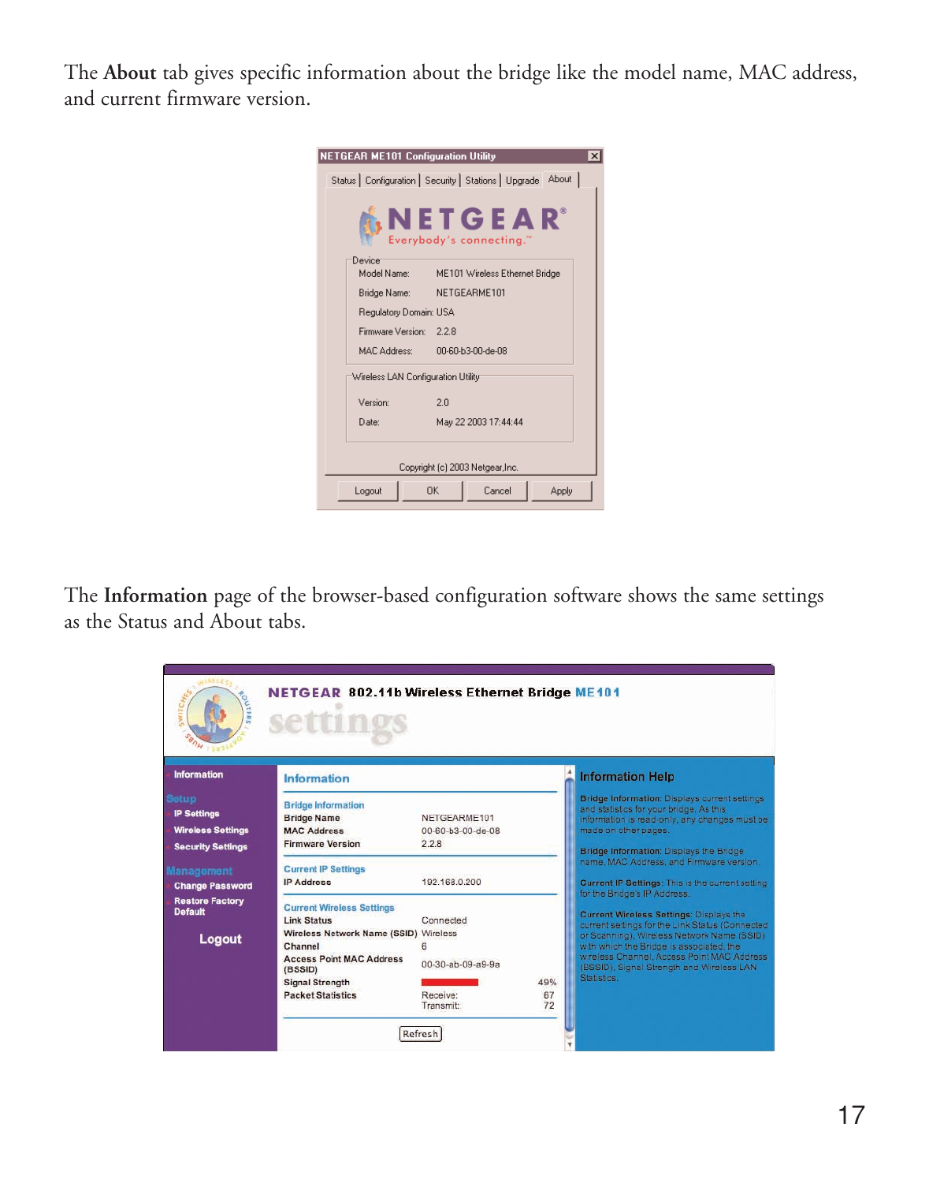The **About** tab gives specific information about the bridge like the model name, MAC address, and current firmware version.

NETGEAR ME101 Configuration Utility

Status | Configuration | Security | Stations | Upgrade | About

NETGEAR®
Everybody's connecting.™

Device

| | |
|---|---|
| Model Name: | ME101 Wireless Ethernet Bridge |
| Bridge Name: | NETGEARME101 |
| Regulatory Domain: | USA |
| Firmware Version: | 2.2.8 |
| MAC Address: | 00-60-b3-00-de-08 |

Wireless LAN Configuration Utility

| | |
|---|---|
| Version: | 2.0 |
| Date: | May 22 2003 17:44:44 |

Copyright (c) 2003 Netgear,Inc.

Logout | OK | Cancel | Apply

The **Information** page of the browser-based configuration software shows the same settings as the Status and About tabs.

NETGEAR 802.11b Wireless Ethernet Bridge ME101

settings

- Information
- Setup
  - IP Settings
  - Wireless Settings
  - Security Settings
- Management
  - Change Password
  - Restore Factory Default
- Logout

**Information**

Bridge Information

| | |
|---|---|
| Bridge Name | NETGEARME101 |
| MAC Address | 00-60-b3-00-de-08 |
| Firmware Version | 2.2.8 |

Current IP Settings

| | |
|---|---|
| IP Address | 192.168.0.200 |

Current Wireless Settings

| | | |
|---|---|---|
| Link Status | Connected | |
| Wireless Network Name (SSID) | Wireless | |
| Channel | 6 | |
| Access Point MAC Address (BSSID) | 00-30-ab-09-a9-9a | |
| Signal Strength | | 49% |
| Packet Statistics | Receive: | 67 |
| | Transmit: | 72 |

Refresh

**Information Help**

Bridge Information: Displays current settings and statistics for your bridge. As this information is read-only, any changes must be made on other pages.

Bridge Information: Displays the Bridge name, MAC Address, and Firmware version.

Current IP Settings: This is the current setting for the Bridge's IP Address.

Current Wireless Settings: Displays the current settings for the Link Status (Connected or Scanning), Wireless Network Name (SSID) with which the Bridge is associated, the wireless Channel, Access Point MAC Address (BSSID), Signal Strength and Wireless LAN Statistics.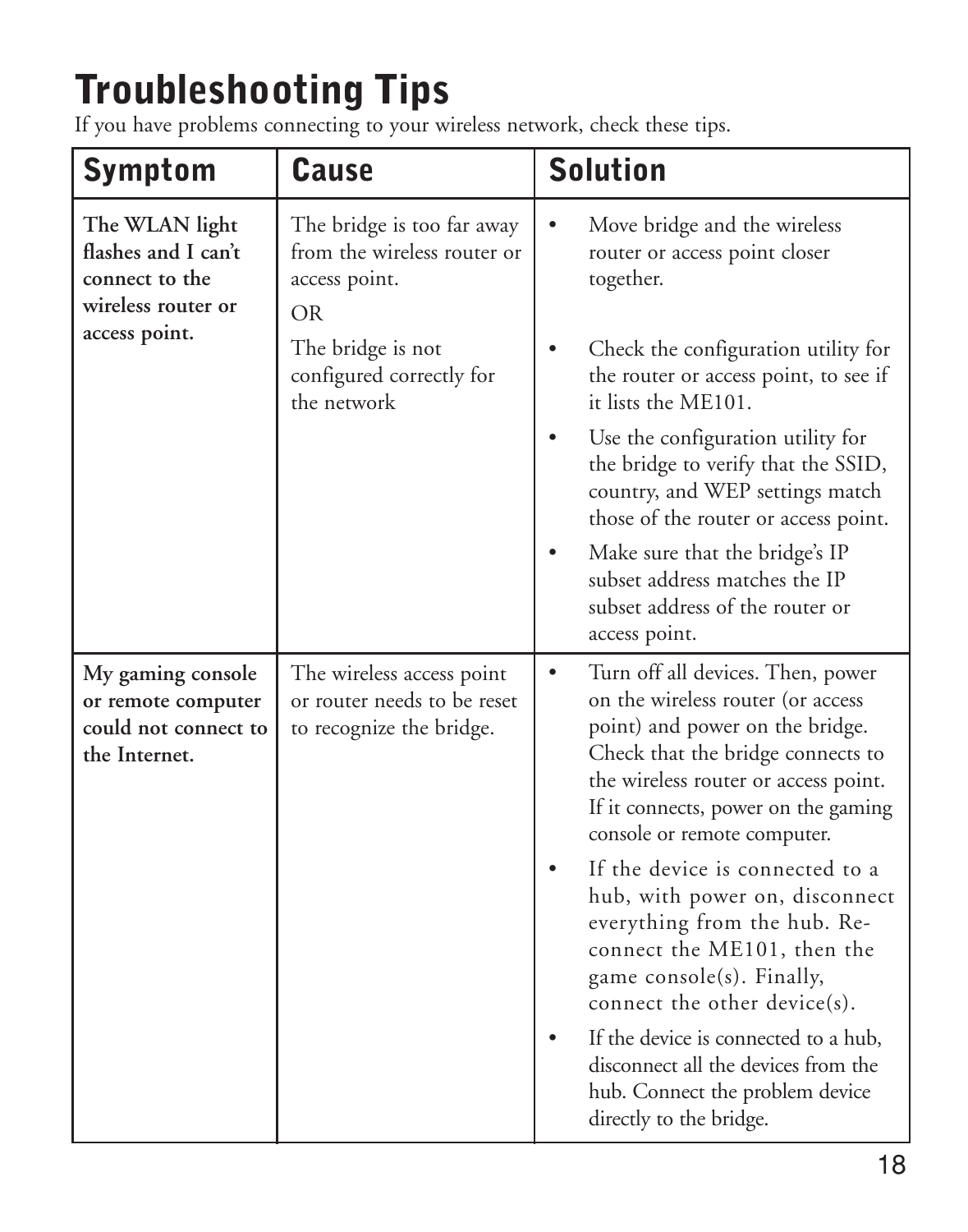# Troubleshooting Tips

If you have problems connecting to your wireless network, check these tips.

| Symptom | Cause | Solution |
| --- | --- | --- |
| **The WLAN light flashes and I can't connect to the wireless router or access point.** | The bridge is too far away from the wireless router or access point.<br>OR<br>The bridge is not configured correctly for the network | • Move bridge and the wireless router or access point closer together.<br>• Check the configuration utility for the router or access point, to see if it lists the ME101.<br>• Use the configuration utility for the bridge to verify that the SSID, country, and WEP settings match those of the router or access point.<br>• Make sure that the bridge's IP subset address matches the IP subset address of the router or access point. |
| **My gaming console or remote computer could not connect to the Internet.** | The wireless access point or router needs to be reset to recognize the bridge. | • Turn off all devices. Then, power on the wireless router (or access point) and power on the bridge. Check that the bridge connects to the wireless router or access point. If it connects, power on the gaming console or remote computer.<br>• If the device is connected to a hub, with power on, disconnect everything from the hub. Re-connect the ME101, then the game console(s). Finally, connect the other device(s).<br>• If the device is connected to a hub, disconnect all the devices from the hub. Connect the problem device directly to the bridge. |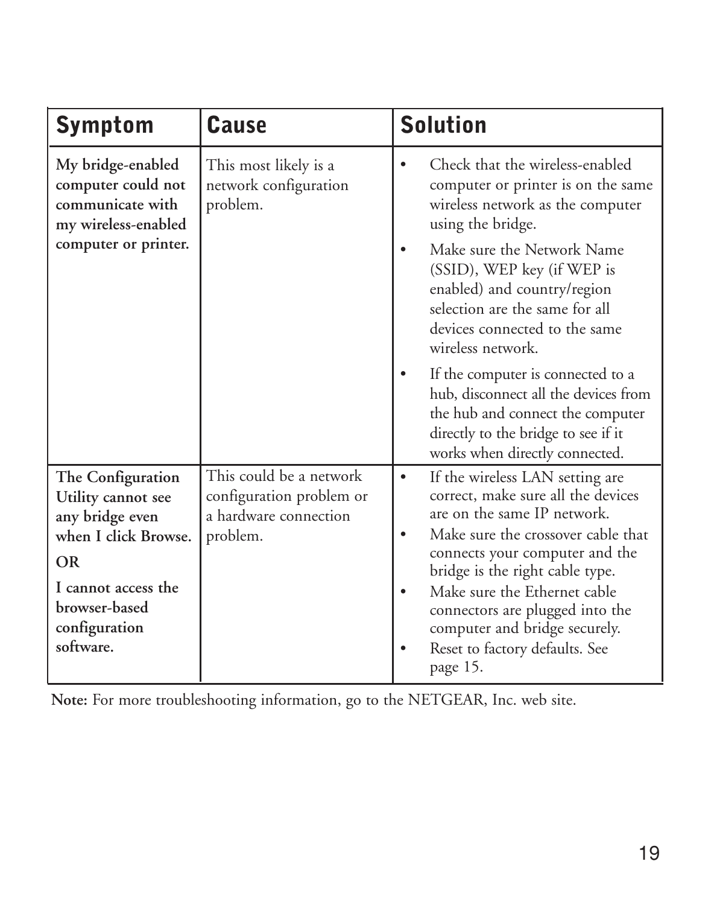| Symptom | Cause | Solution |
|---|---|---|
| **My bridge-enabled computer could not communicate with my wireless-enabled computer or printer.** | This most likely is a network configuration problem. | • Check that the wireless-enabled computer or printer is on the same wireless network as the computer using the bridge.<br>• Make sure the Network Name (SSID), WEP key (if WEP is enabled) and country/region selection are the same for all devices connected to the same wireless network.<br>• If the computer is connected to a hub, disconnect all the devices from the hub and connect the computer directly to the bridge to see if it works when directly connected. |
| **The Configuration Utility cannot see any bridge even when I click Browse.**<br>**OR**<br>**I cannot access the browser-based configuration software.** | This could be a network configuration problem or a hardware connection problem. | • If the wireless LAN setting are correct, make sure all the devices are on the same IP network.<br>• Make sure the crossover cable that connects your computer and the bridge is the right cable type.<br>• Make sure the Ethernet cable connectors are plugged into the computer and bridge securely.<br>• Reset to factory defaults. See page 15. |

**Note:** For more troubleshooting information, go to the NETGEAR, Inc. web site.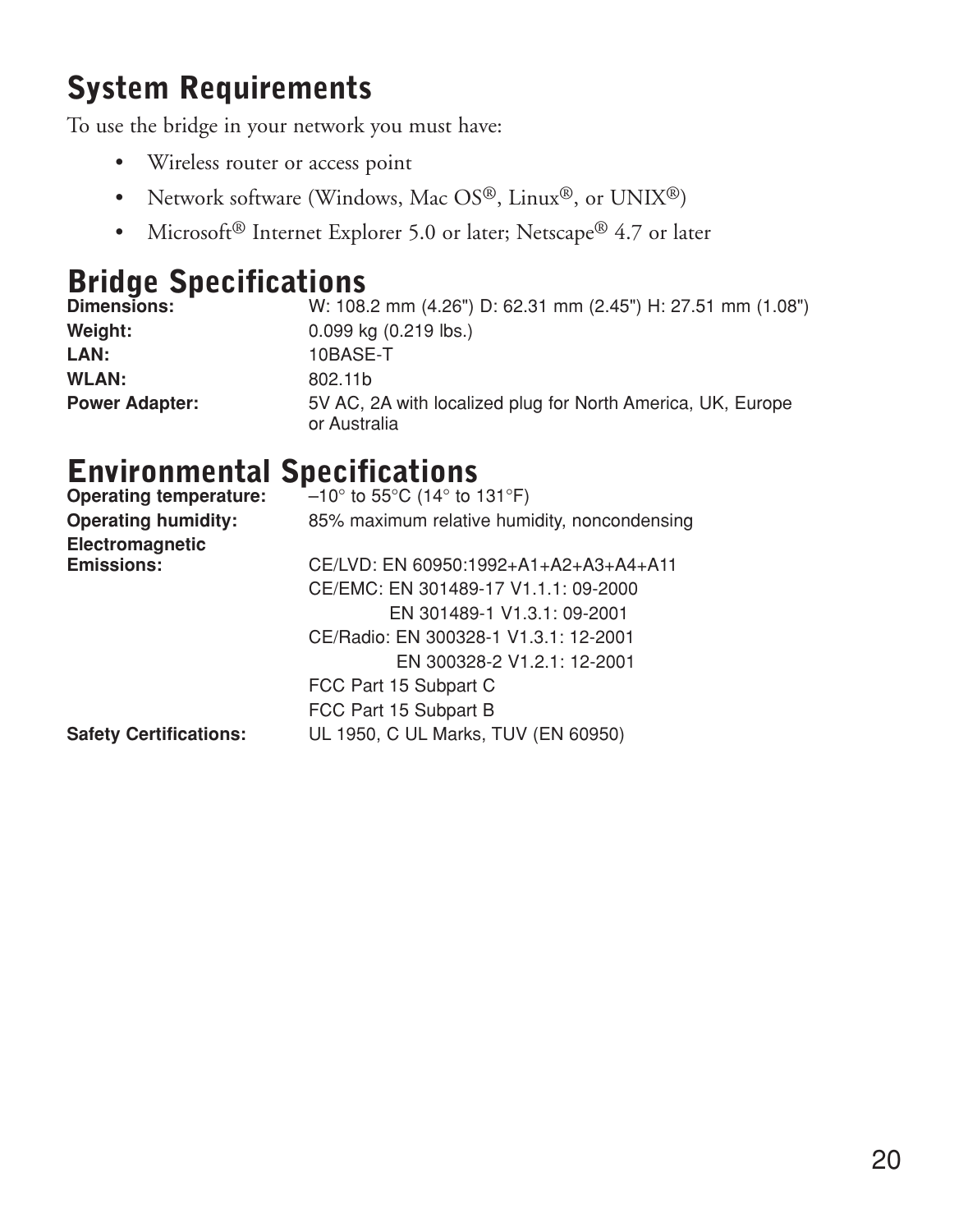## System Requirements

To use the bridge in your network you must have:

- Wireless router or access point
- Network software (Windows, Mac OS®, Linux®, or UNIX®)
- Microsoft® Internet Explorer 5.0 or later; Netscape® 4.7 or later

## Bridge Specifications

| | |
|---|---|
| **Dimensions:** | W: 108.2 mm (4.26") D: 62.31 mm (2.45") H: 27.51 mm (1.08") |
| **Weight:** | 0.099 kg (0.219 lbs.) |
| **LAN:** | 10BASE-T |
| **WLAN:** | 802.11b |
| **Power Adapter:** | 5V AC, 2A with localized plug for North America, UK, Europe or Australia |

## Environmental Specifications

| | |
|---|---|
| **Operating temperature:** | –10° to 55°C (14° to 131°F) |
| **Operating humidity:** | 85% maximum relative humidity, noncondensing |
| **Electromagnetic Emissions:** | CE/LVD: EN 60950:1992+A1+A2+A3+A4+A11 |
| | CE/EMC: EN 301489-17 V1.1.1: 09-2000 |
| | EN 301489-1 V1.3.1: 09-2001 |
| | CE/Radio: EN 300328-1 V1.3.1: 12-2001 |
| | EN 300328-2 V1.2.1: 12-2001 |
| | FCC Part 15 Subpart C |
| | FCC Part 15 Subpart B |
| **Safety Certifications:** | UL 1950, C UL Marks, TUV (EN 60950) |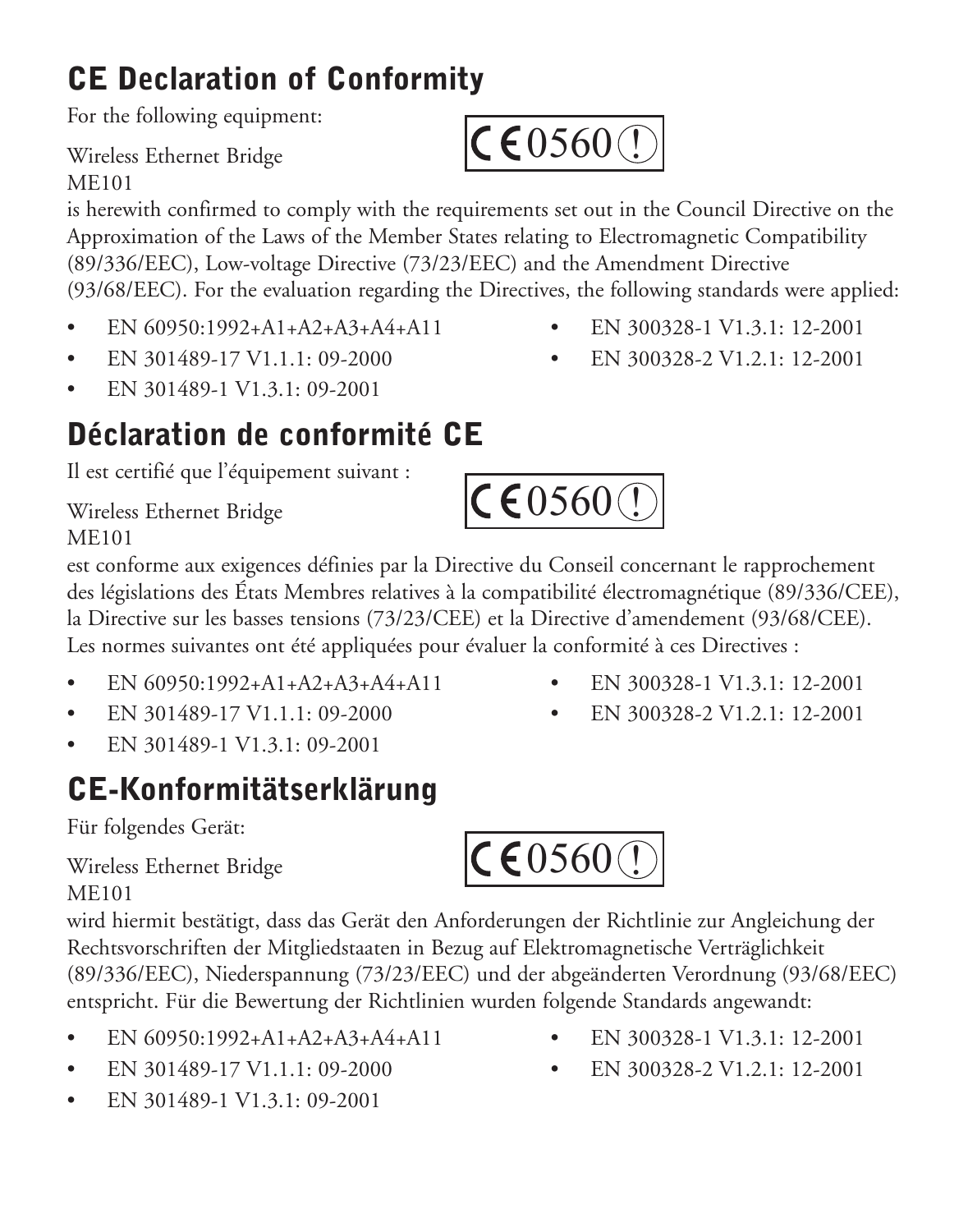## CE Declaration of Conformity

For the following equipment:

Wireless Ethernet Bridge
ME101

CE0560 (!)

is herewith confirmed to comply with the requirements set out in the Council Directive on the Approximation of the Laws of the Member States relating to Electromagnetic Compatibility (89/336/EEC), Low-voltage Directive (73/23/EEC) and the Amendment Directive (93/68/EEC). For the evaluation regarding the Directives, the following standards were applied:

- EN 60950:1992+A1+A2+A3+A4+A11
- EN 301489-17 V1.1.1: 09-2000
- EN 301489-1 V1.3.1: 09-2001
- EN 300328-1 V1.3.1: 12-2001
- EN 300328-2 V1.2.1: 12-2001

## Déclaration de conformité CE

Il est certifié que l'équipement suivant :

Wireless Ethernet Bridge
ME101

CE0560 (!)

est conforme aux exigences définies par la Directive du Conseil concernant le rapprochement des législations des États Membres relatives à la compatibilité électromagnétique (89/336/CEE), la Directive sur les basses tensions (73/23/CEE) et la Directive d'amendement (93/68/CEE). Les normes suivantes ont été appliquées pour évaluer la conformité à ces Directives :

- EN 60950:1992+A1+A2+A3+A4+A11
- EN 301489-17 V1.1.1: 09-2000
- EN 301489-1 V1.3.1: 09-2001
- EN 300328-1 V1.3.1: 12-2001
- EN 300328-2 V1.2.1: 12-2001

## CE-Konformitätserklärung

Für folgendes Gerät:

Wireless Ethernet Bridge
ME101

CE0560 (!)

wird hiermit bestätigt, dass das Gerät den Anforderungen der Richtlinie zur Angleichung der Rechtsvorschriften der Mitgliedstaaten in Bezug auf Elektromagnetische Verträglichkeit (89/336/EEC), Niederspannung (73/23/EEC) und der abgeänderten Verordnung (93/68/EEC) entspricht. Für die Bewertung der Richtlinien wurden folgende Standards angewandt:

- EN 60950:1992+A1+A2+A3+A4+A11
- EN 301489-17 V1.1.1: 09-2000
- EN 301489-1 V1.3.1: 09-2001
- EN 300328-1 V1.3.1: 12-2001
- EN 300328-2 V1.2.1: 12-2001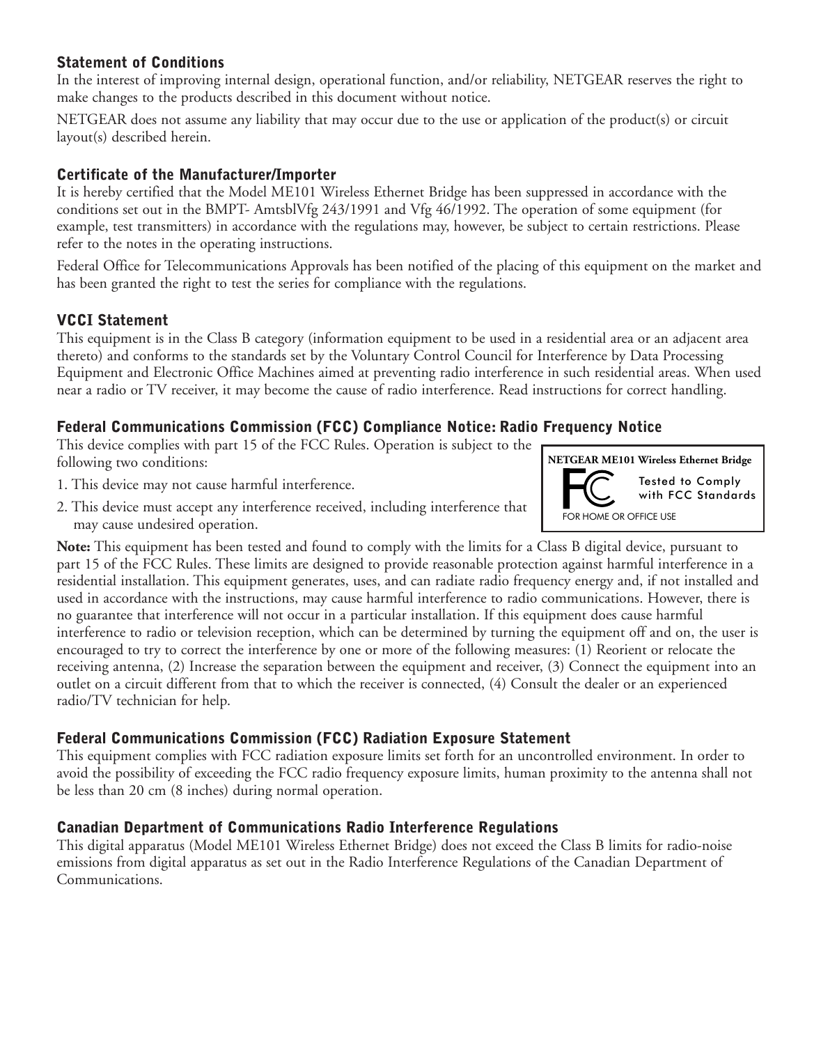### Statement of Conditions

In the interest of improving internal design, operational function, and/or reliability, NETGEAR reserves the right to make changes to the products described in this document without notice.

NETGEAR does not assume any liability that may occur due to the use or application of the product(s) or circuit layout(s) described herein.

### Certificate of the Manufacturer/Importer

It is hereby certified that the Model ME101 Wireless Ethernet Bridge has been suppressed in accordance with the conditions set out in the BMPT- AmtsblVfg 243/1991 and Vfg 46/1992. The operation of some equipment (for example, test transmitters) in accordance with the regulations may, however, be subject to certain restrictions. Please refer to the notes in the operating instructions.

Federal Office for Telecommunications Approvals has been notified of the placing of this equipment on the market and has been granted the right to test the series for compliance with the regulations.

### VCCI Statement

This equipment is in the Class B category (information equipment to be used in a residential area or an adjacent area thereto) and conforms to the standards set by the Voluntary Control Council for Interference by Data Processing Equipment and Electronic Office Machines aimed at preventing radio interference in such residential areas. When used near a radio or TV receiver, it may become the cause of radio interference. Read instructions for correct handling.

### Federal Communications Commission (FCC) Compliance Notice: Radio Frequency Notice

This device complies with part 15 of the FCC Rules. Operation is subject to the following two conditions:

1. This device may not cause harmful interference.
2. This device must accept any interference received, including interference that may cause undesired operation.

**NETGEAR ME101 Wireless Ethernet Bridge**
Tested to Comply with FCC Standards
FOR HOME OR OFFICE USE

**Note:** This equipment has been tested and found to comply with the limits for a Class B digital device, pursuant to part 15 of the FCC Rules. These limits are designed to provide reasonable protection against harmful interference in a residential installation. This equipment generates, uses, and can radiate radio frequency energy and, if not installed and used in accordance with the instructions, may cause harmful interference to radio communications. However, there is no guarantee that interference will not occur in a particular installation. If this equipment does cause harmful interference to radio or television reception, which can be determined by turning the equipment off and on, the user is encouraged to try to correct the interference by one or more of the following measures: (1) Reorient or relocate the receiving antenna, (2) Increase the separation between the equipment and receiver, (3) Connect the equipment into an outlet on a circuit different from that to which the receiver is connected, (4) Consult the dealer or an experienced radio/TV technician for help.

### Federal Communications Commission (FCC) Radiation Exposure Statement

This equipment complies with FCC radiation exposure limits set forth for an uncontrolled environment. In order to avoid the possibility of exceeding the FCC radio frequency exposure limits, human proximity to the antenna shall not be less than 20 cm (8 inches) during normal operation.

### Canadian Department of Communications Radio Interference Regulations

This digital apparatus (Model ME101 Wireless Ethernet Bridge) does not exceed the Class B limits for radio-noise emissions from digital apparatus as set out in the Radio Interference Regulations of the Canadian Department of Communications.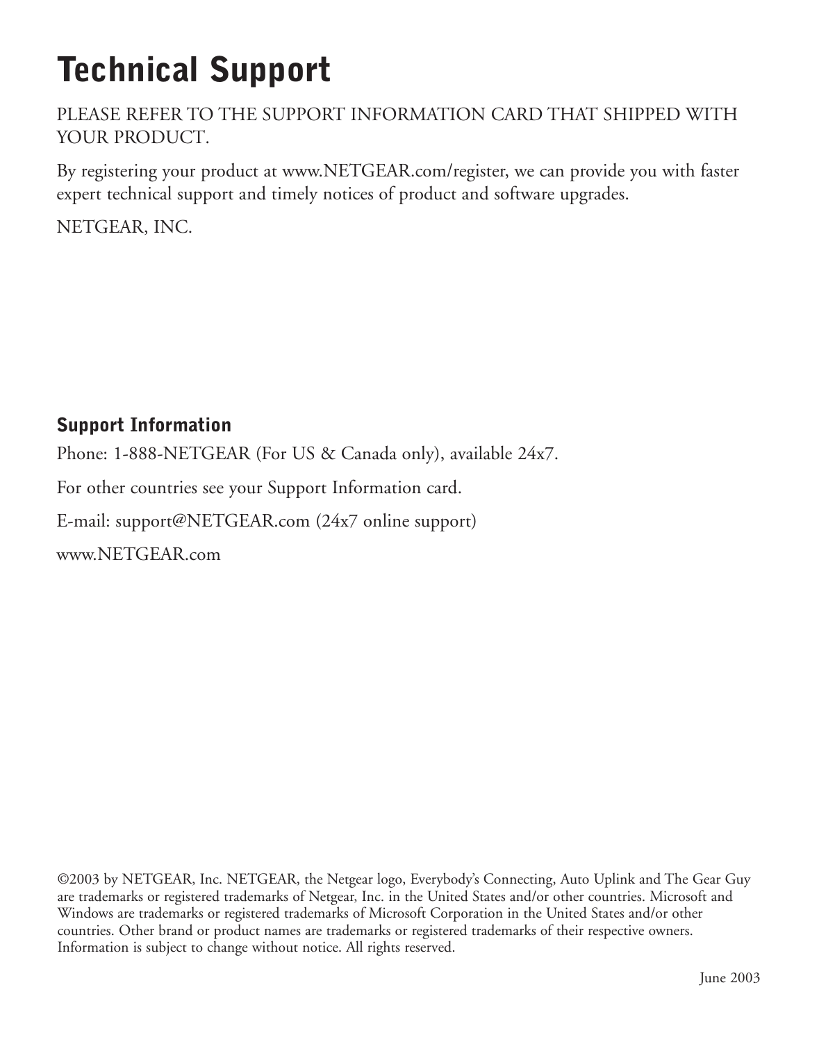# Technical Support

PLEASE REFER TO THE SUPPORT INFORMATION CARD THAT SHIPPED WITH YOUR PRODUCT.

By registering your product at www.NETGEAR.com/register, we can provide you with faster expert technical support and timely notices of product and software upgrades.

NETGEAR, INC.

## Support Information

Phone: 1-888-NETGEAR (For US & Canada only), available 24x7.

For other countries see your Support Information card.

E-mail: support@NETGEAR.com (24x7 online support)

www.NETGEAR.com

©2003 by NETGEAR, Inc. NETGEAR, the Netgear logo, Everybody's Connecting, Auto Uplink and The Gear Guy are trademarks or registered trademarks of Netgear, Inc. in the United States and/or other countries. Microsoft and Windows are trademarks or registered trademarks of Microsoft Corporation in the United States and/or other countries. Other brand or product names are trademarks or registered trademarks of their respective owners. Information is subject to change without notice. All rights reserved.

June 2003